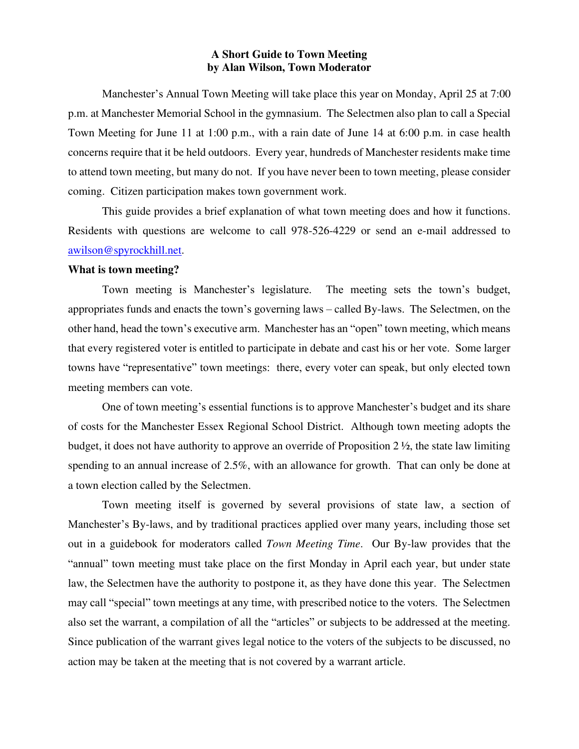# A Short Guide to Town Meeting
## by Alan Wilson, Town Moderator

Manchester's Annual Town Meeting will take place this year on Monday, April 25 at 7:00 p.m. at Manchester Memorial School in the gymnasium. The Selectmen also plan to call a Special Town Meeting for June 11 at 1:00 p.m., with a rain date of June 14 at 6:00 p.m. in case health concerns require that it be held outdoors. Every year, hundreds of Manchester residents make time to attend town meeting, but many do not. If you have never been to town meeting, please consider coming. Citizen participation makes town government work.

This guide provides a brief explanation of what town meeting does and how it functions. Residents with questions are welcome to call 978-526-4229 or send an e-mail addressed to awilson@spyrockhill.net.

**What is town meeting?**

Town meeting is Manchester's legislature. The meeting sets the town's budget, appropriates funds and enacts the town's governing laws – called By-laws. The Selectmen, on the other hand, head the town's executive arm. Manchester has an "open" town meeting, which means that every registered voter is entitled to participate in debate and cast his or her vote. Some larger towns have "representative" town meetings: there, every voter can speak, but only elected town meeting members can vote.

One of town meeting's essential functions is to approve Manchester's budget and its share of costs for the Manchester Essex Regional School District. Although town meeting adopts the budget, it does not have authority to approve an override of Proposition 2 ½, the state law limiting spending to an annual increase of 2.5%, with an allowance for growth. That can only be done at a town election called by the Selectmen.

Town meeting itself is governed by several provisions of state law, a section of Manchester's By-laws, and by traditional practices applied over many years, including those set out in a guidebook for moderators called *Town Meeting Time*. Our By-law provides that the "annual" town meeting must take place on the first Monday in April each year, but under state law, the Selectmen have the authority to postpone it, as they have done this year. The Selectmen may call "special" town meetings at any time, with prescribed notice to the voters. The Selectmen also set the warrant, a compilation of all the "articles" or subjects to be addressed at the meeting. Since publication of the warrant gives legal notice to the voters of the subjects to be discussed, no action may be taken at the meeting that is not covered by a warrant article.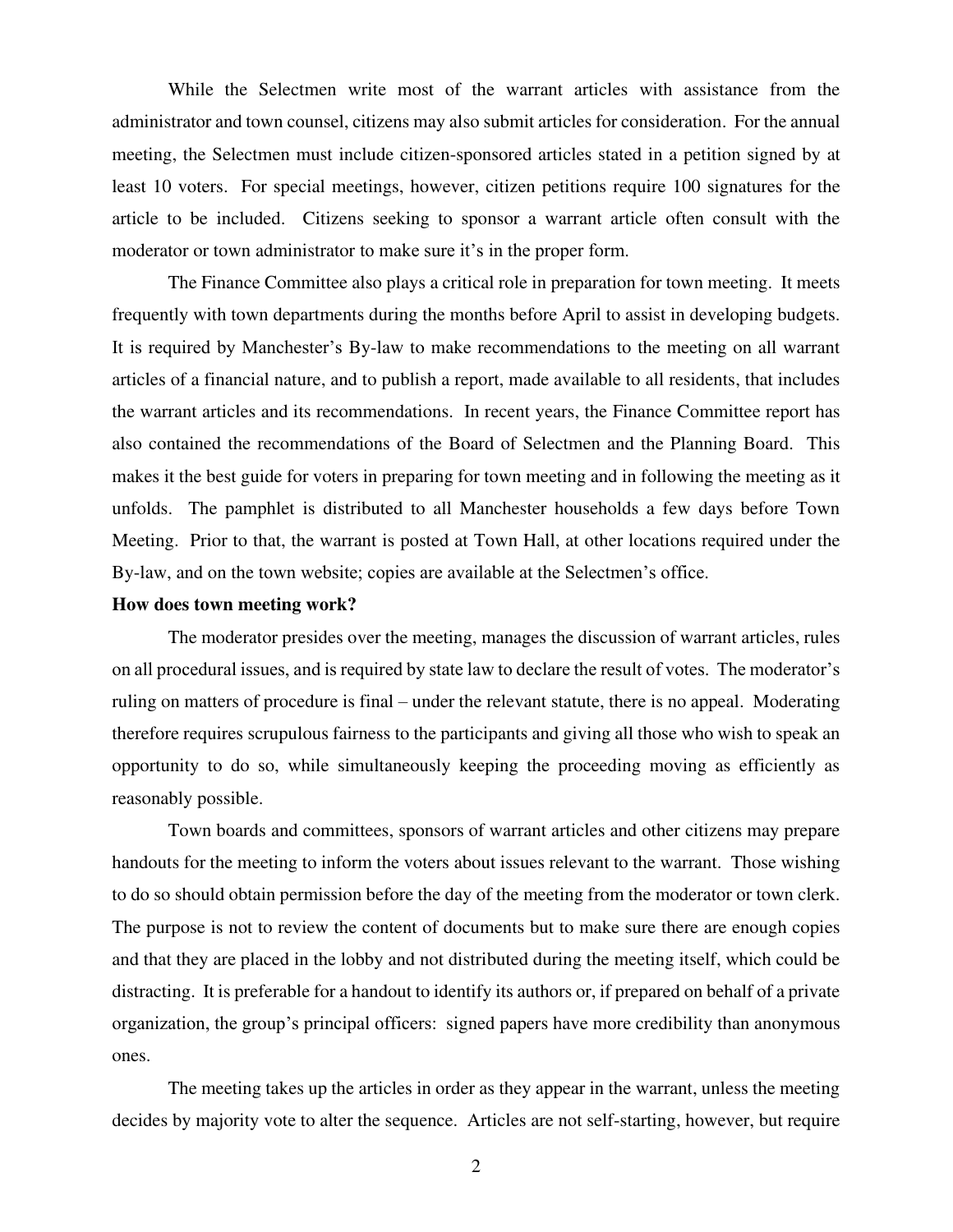While the Selectmen write most of the warrant articles with assistance from the administrator and town counsel, citizens may also submit articles for consideration. For the annual meeting, the Selectmen must include citizen-sponsored articles stated in a petition signed by at least 10 voters. For special meetings, however, citizen petitions require 100 signatures for the article to be included. Citizens seeking to sponsor a warrant article often consult with the moderator or town administrator to make sure it's in the proper form.

The Finance Committee also plays a critical role in preparation for town meeting. It meets frequently with town departments during the months before April to assist in developing budgets. It is required by Manchester's By-law to make recommendations to the meeting on all warrant articles of a financial nature, and to publish a report, made available to all residents, that includes the warrant articles and its recommendations. In recent years, the Finance Committee report has also contained the recommendations of the Board of Selectmen and the Planning Board. This makes it the best guide for voters in preparing for town meeting and in following the meeting as it unfolds. The pamphlet is distributed to all Manchester households a few days before Town Meeting. Prior to that, the warrant is posted at Town Hall, at other locations required under the By-law, and on the town website; copies are available at the Selectmen's office.

**How does town meeting work?**

The moderator presides over the meeting, manages the discussion of warrant articles, rules on all procedural issues, and is required by state law to declare the result of votes. The moderator's ruling on matters of procedure is final – under the relevant statute, there is no appeal. Moderating therefore requires scrupulous fairness to the participants and giving all those who wish to speak an opportunity to do so, while simultaneously keeping the proceeding moving as efficiently as reasonably possible.

Town boards and committees, sponsors of warrant articles and other citizens may prepare handouts for the meeting to inform the voters about issues relevant to the warrant. Those wishing to do so should obtain permission before the day of the meeting from the moderator or town clerk. The purpose is not to review the content of documents but to make sure there are enough copies and that they are placed in the lobby and not distributed during the meeting itself, which could be distracting. It is preferable for a handout to identify its authors or, if prepared on behalf of a private organization, the group's principal officers: signed papers have more credibility than anonymous ones.

The meeting takes up the articles in order as they appear in the warrant, unless the meeting decides by majority vote to alter the sequence. Articles are not self-starting, however, but require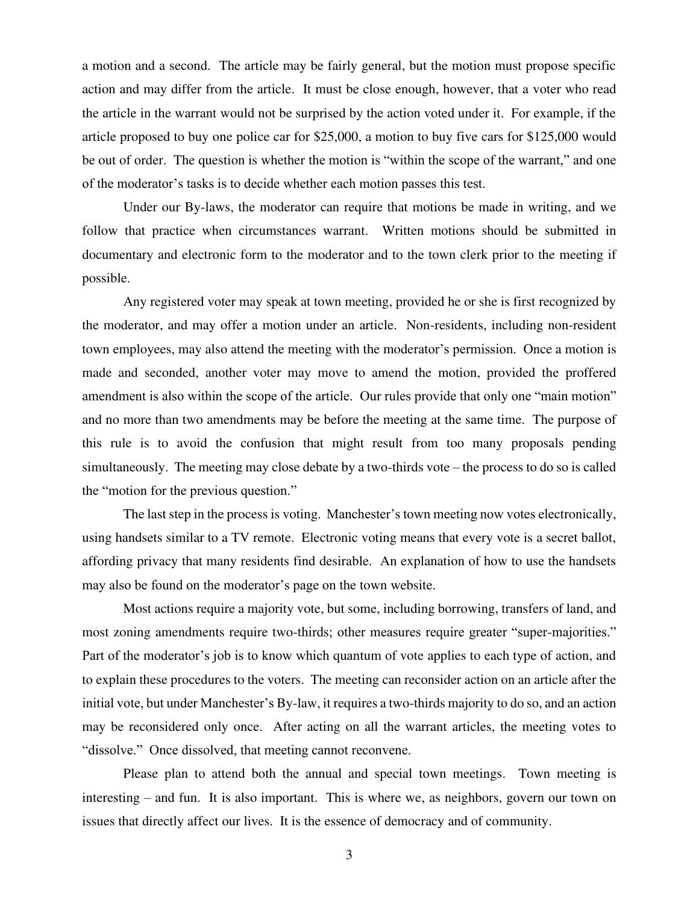a motion and a second. The article may be fairly general, but the motion must propose specific action and may differ from the article. It must be close enough, however, that a voter who read the article in the warrant would not be surprised by the action voted under it. For example, if the article proposed to buy one police car for $25,000, a motion to buy five cars for $125,000 would be out of order. The question is whether the motion is "within the scope of the warrant," and one of the moderator's tasks is to decide whether each motion passes this test.

Under our By-laws, the moderator can require that motions be made in writing, and we follow that practice when circumstances warrant. Written motions should be submitted in documentary and electronic form to the moderator and to the town clerk prior to the meeting if possible.

Any registered voter may speak at town meeting, provided he or she is first recognized by the moderator, and may offer a motion under an article. Non-residents, including non-resident town employees, may also attend the meeting with the moderator's permission. Once a motion is made and seconded, another voter may move to amend the motion, provided the proffered amendment is also within the scope of the article. Our rules provide that only one "main motion" and no more than two amendments may be before the meeting at the same time. The purpose of this rule is to avoid the confusion that might result from too many proposals pending simultaneously. The meeting may close debate by a two-thirds vote – the process to do so is called the "motion for the previous question."

The last step in the process is voting. Manchester's town meeting now votes electronically, using handsets similar to a TV remote. Electronic voting means that every vote is a secret ballot, affording privacy that many residents find desirable. An explanation of how to use the handsets may also be found on the moderator's page on the town website.

Most actions require a majority vote, but some, including borrowing, transfers of land, and most zoning amendments require two-thirds; other measures require greater "super-majorities." Part of the moderator's job is to know which quantum of vote applies to each type of action, and to explain these procedures to the voters. The meeting can reconsider action on an article after the initial vote, but under Manchester's By-law, it requires a two-thirds majority to do so, and an action may be reconsidered only once. After acting on all the warrant articles, the meeting votes to "dissolve." Once dissolved, that meeting cannot reconvene.

Please plan to attend both the annual and special town meetings. Town meeting is interesting – and fun. It is also important. This is where we, as neighbors, govern our town on issues that directly affect our lives. It is the essence of democracy and of community.